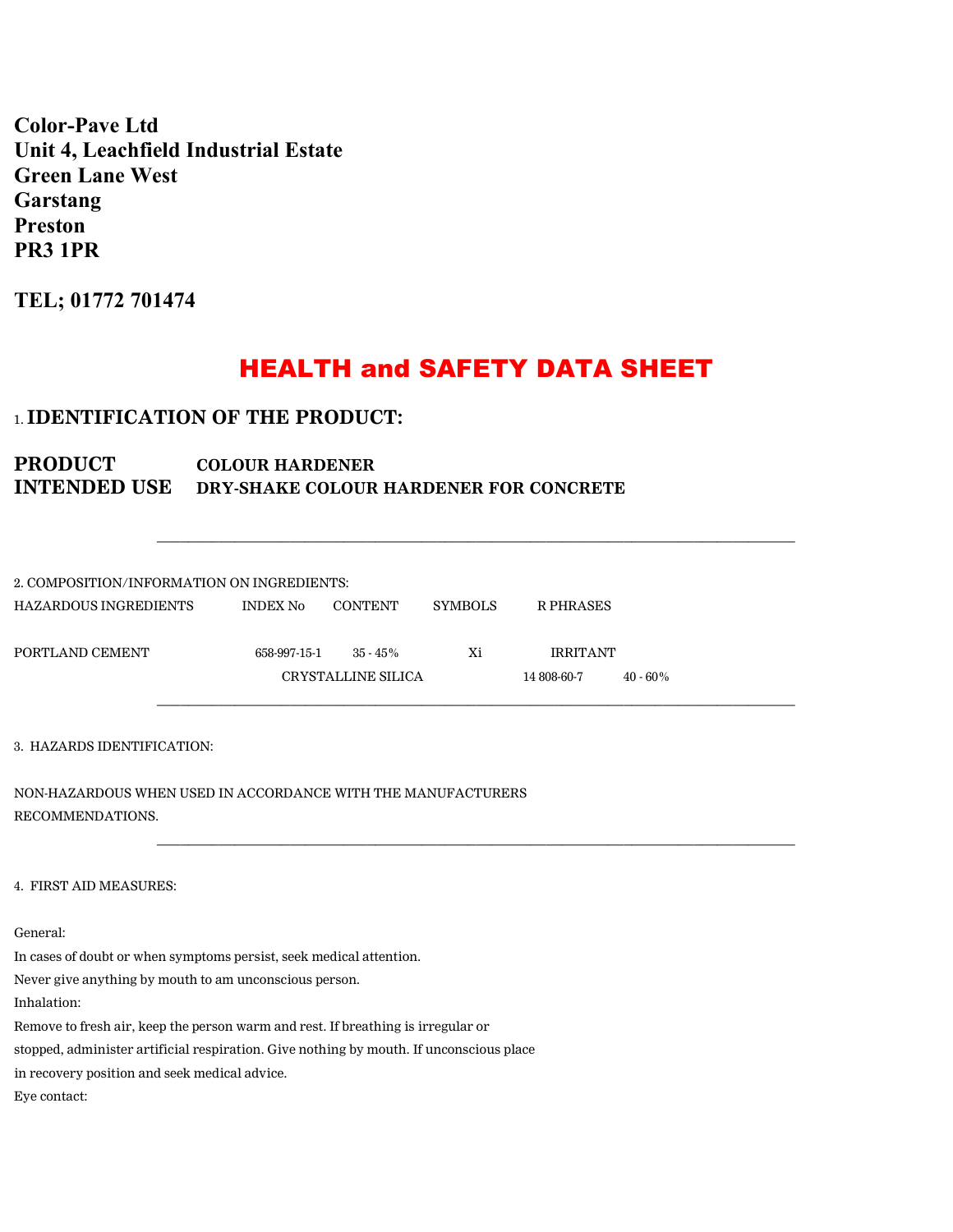**Color-Pave Ltd**
**Unit 4, Leachfield Industrial Estate**
**Green Lane West**
**Garstang**
**Preston**
**PR3 1PR**

**TEL; 01772 701474**

# HEALTH and SAFETY DATA SHEET

## 1. IDENTIFICATION OF THE PRODUCT:

**PRODUCT** **COLOUR HARDENER**
**INTENDED USE** **DRY-SHAKE COLOUR HARDENER FOR CONCRETE**

---

2. COMPOSITION/INFORMATION ON INGREDIENTS:

| HAZARDOUS INGREDIENTS | INDEX No | CONTENT | SYMBOLS | R PHRASES |
|---|---|---|---|---|
| PORTLAND CEMENT | 658-997-15-1 | 35 - 45% | Xi | IRRITANT |
| CRYSTALLINE SILICA | 14 808-60-7 | 40 - 60% | | |

---

3. HAZARDS IDENTIFICATION:

NON-HAZARDOUS WHEN USED IN ACCORDANCE WITH THE MANUFACTURERS RECOMMENDATIONS.

---

4. FIRST AID MEASURES:

General:
In cases of doubt or when symptoms persist, seek medical attention.
Never give anything by mouth to am unconscious person.
Inhalation:
Remove to fresh air, keep the person warm and rest. If breathing is irregular or stopped, administer artificial respiration. Give nothing by mouth. If unconscious place in recovery position and seek medical advice.
Eye contact: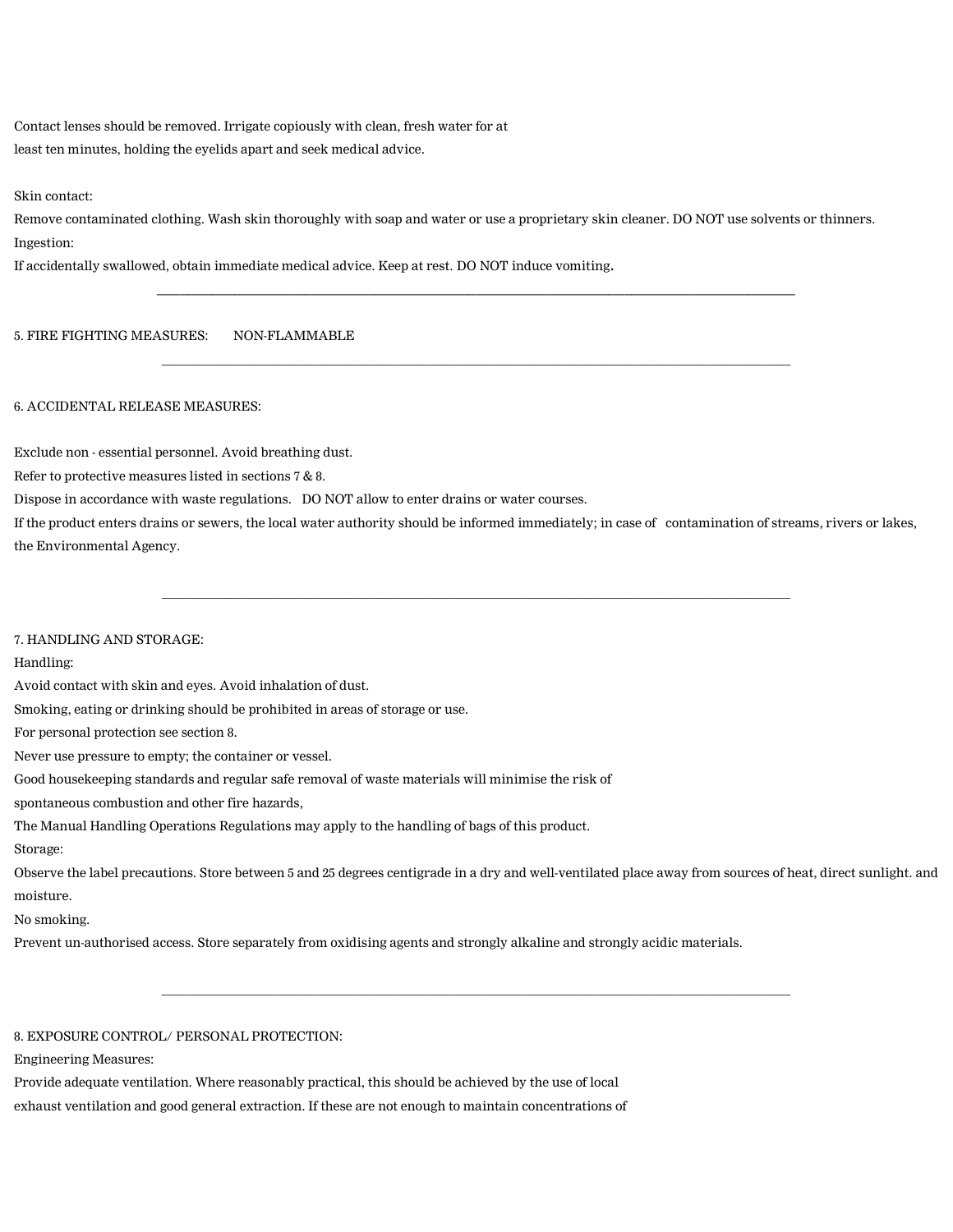Contact lenses should be removed. Irrigate copiously with clean, fresh water for at least ten minutes, holding the eyelids apart and seek medical advice.

Skin contact:

Remove contaminated clothing. Wash skin thoroughly with soap and water or use a proprietary skin cleaner. DO NOT use solvents or thinners.

Ingestion:

If accidentally swallowed, obtain immediate medical advice. Keep at rest. DO NOT induce vomiting.

---

## 5. FIRE FIGHTING MEASURES: NON-FLAMMABLE

---

## 6. ACCIDENTAL RELEASE MEASURES:

Exclude non - essential personnel. Avoid breathing dust.

Refer to protective measures listed in sections 7 & 8.

Dispose in accordance with waste regulations. DO NOT allow to enter drains or water courses.

If the product enters drains or sewers, the local water authority should be informed immediately; in case of contamination of streams, rivers or lakes, the Environmental Agency.

---

## 7. HANDLING AND STORAGE:

Handling:

Avoid contact with skin and eyes. Avoid inhalation of dust.

Smoking, eating or drinking should be prohibited in areas of storage or use.

For personal protection see section 8.

Never use pressure to empty; the container or vessel.

Good housekeeping standards and regular safe removal of waste materials will minimise the risk of spontaneous combustion and other fire hazards,

The Manual Handling Operations Regulations may apply to the handling of bags of this product.

Storage:

Observe the label precautions. Store between 5 and 25 degrees centigrade in a dry and well-ventilated place away from sources of heat, direct sunlight. and moisture.

No smoking.

Prevent un-authorised access. Store separately from oxidising agents and strongly alkaline and strongly acidic materials.

---

## 8. EXPOSURE CONTROL/ PERSONAL PROTECTION:

Engineering Measures:

Provide adequate ventilation. Where reasonably practical, this should be achieved by the use of local exhaust ventilation and good general extraction. If these are not enough to maintain concentrations of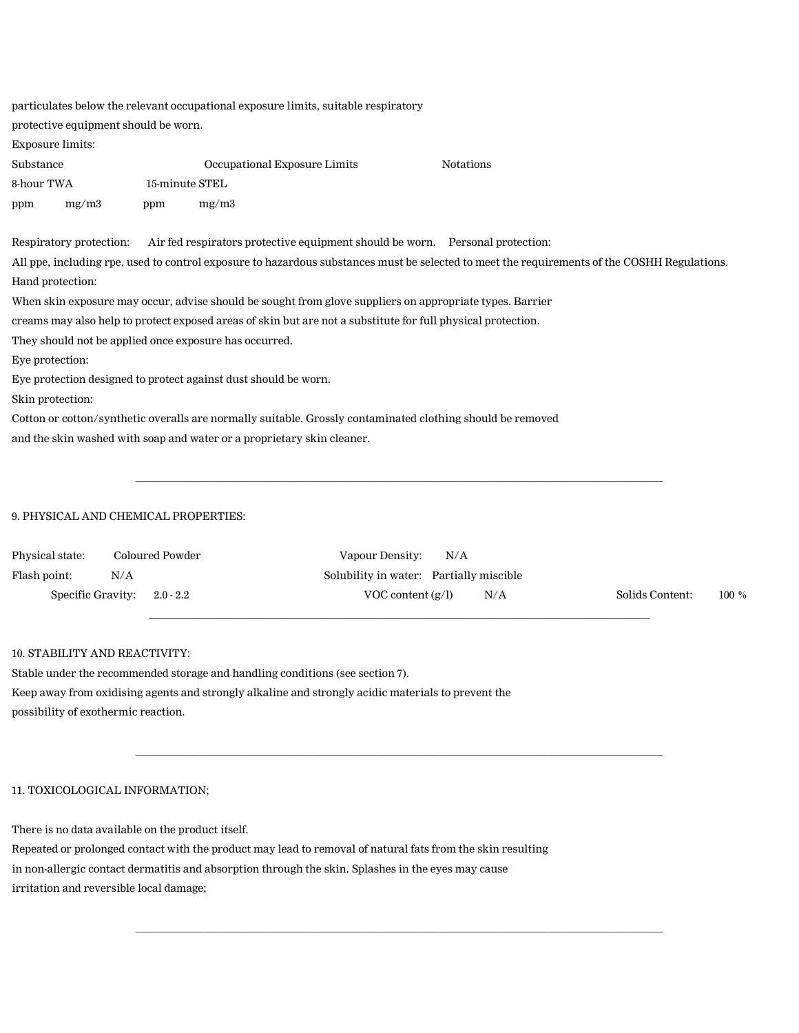particulates below the relevant occupational exposure limits, suitable respiratory protective equipment should be worn.

Exposure limits:

| Substance | Occupational Exposure Limits | | | | Notations |
|---|---|---|---|---|---|
| | 8-hour TWA | | 15-minute STEL | | |
| | ppm | mg/m3 | ppm | mg/m3 | |

Respiratory protection: Air fed respirators protective equipment should be worn.

Personal protection:

All ppe, including rpe, used to control exposure to hazardous substances must be selected to meet the requirements of the COSHH Regulations.

Hand protection:

When skin exposure may occur, advise should be sought from glove suppliers on appropriate types. Barrier creams may also help to protect exposed areas of skin but are not a substitute for full physical protection. They should not be applied once exposure has occurred.

Eye protection:

Eye protection designed to protect against dust should be worn.

Skin protection:

Cotton or cotton/synthetic overalls are normally suitable. Grossly contaminated clothing should be removed and the skin washed with soap and water or a proprietary skin cleaner.

---

## 9. PHYSICAL AND CHEMICAL PROPERTIES:

Physical state: Coloured Powder

Vapour Density: N/A

Flash point: N/A

Solubility in water: Partially miscible

Specific Gravity: 2.0 - 2.2

VOC content (g/l) N/A

Solids Content: 100 %

---

## 10. STABILITY AND REACTIVITY:

Stable under the recommended storage and handling conditions (see section 7).

Keep away from oxidising agents and strongly alkaline and strongly acidic materials to prevent the possibility of exothermic reaction.

---

## 11. TOXICOLOGICAL INFORMATION;

There is no data available on the product itself.

Repeated or prolonged contact with the product may lead to removal of natural fats from the skin resulting in non-allergic contact dermatitis and absorption through the skin. Splashes in the eyes may cause irritation and reversible local damage;

---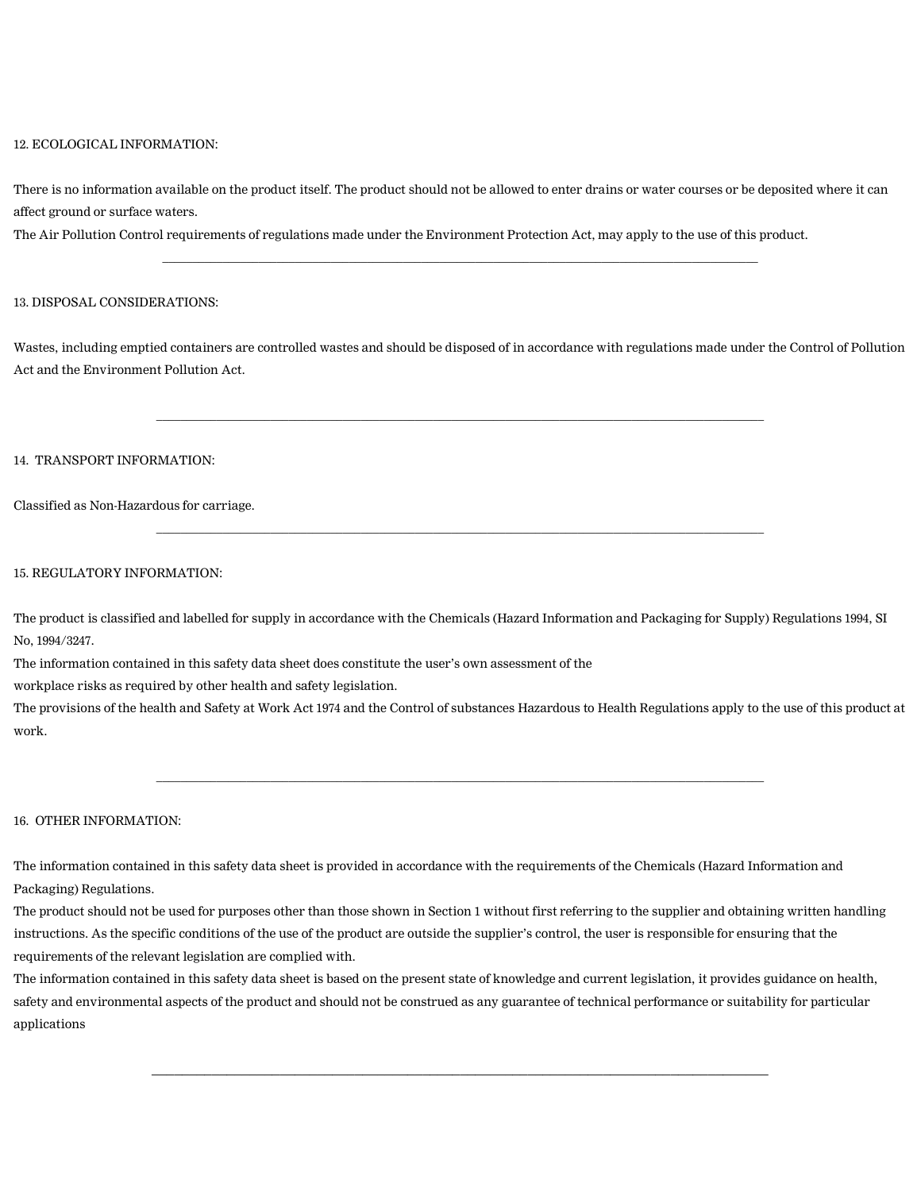## 12. ECOLOGICAL INFORMATION:

There is no information available on the product itself. The product should not be allowed to enter drains or water courses or be deposited where it can affect ground or surface waters.
The Air Pollution Control requirements of regulations made under the Environment Protection Act, may apply to the use of this product.

---

## 13. DISPOSAL CONSIDERATIONS:

Wastes, including emptied containers are controlled wastes and should be disposed of in accordance with regulations made under the Control of Pollution Act and the Environment Pollution Act.

---

## 14. TRANSPORT INFORMATION:

Classified as Non-Hazardous for carriage.

---

## 15. REGULATORY INFORMATION:

The product is classified and labelled for supply in accordance with the Chemicals (Hazard Information and Packaging for Supply) Regulations 1994, SI No, 1994/3247.
The information contained in this safety data sheet does constitute the user's own assessment of the workplace risks as required by other health and safety legislation.
The provisions of the health and Safety at Work Act 1974 and the Control of substances Hazardous to Health Regulations apply to the use of this product at work.

---

## 16. OTHER INFORMATION:

The information contained in this safety data sheet is provided in accordance with the requirements of the Chemicals (Hazard Information and Packaging) Regulations.
The product should not be used for purposes other than those shown in Section 1 without first referring to the supplier and obtaining written handling instructions. As the specific conditions of the use of the product are outside the supplier's control, the user is responsible for ensuring that the requirements of the relevant legislation are complied with.
The information contained in this safety data sheet is based on the present state of knowledge and current legislation, it provides guidance on health, safety and environmental aspects of the product and should not be construed as any guarantee of technical performance or suitability for particular applications

---